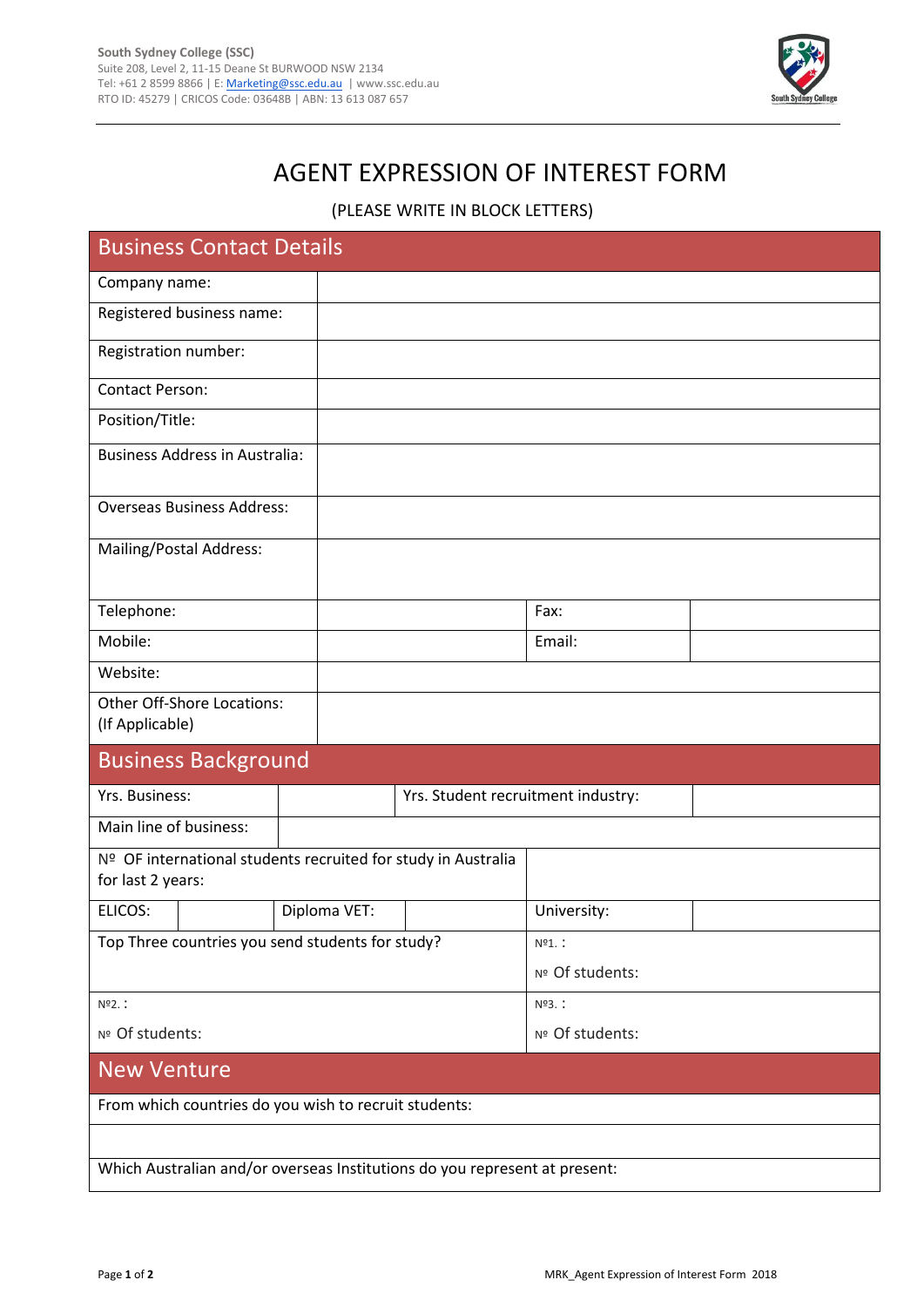South Sydney College (SSC)
Suite 208, Level 2, 11-15 Deane St BURWOOD NSW 2134
Tel: +61 2 8599 8866 | E: Marketing@ssc.edu.au | www.ssc.edu.au
RTO ID: 45279 | CRICOS Code: 03648B | ABN: 13 613 087 657

# AGENT EXPRESSION OF INTEREST FORM

(PLEASE WRITE IN BLOCK LETTERS)

## Business Contact Details

| | | | |
|---|---|---|---|
| Company name: | | | |
| Registered business name: | | | |
| Registration number: | | | |
| Contact Person: | | | |
| Position/Title: | | | |
| Business Address in Australia: | | | |
| Overseas Business Address: | | | |
| Mailing/Postal Address: | | | |
| Telephone: | | Fax: | |
| Mobile: | | Email: | |
| Website: | | | |
| Other Off-Shore Locations: (If Applicable) | | | |

## Business Background

| | | | |
|---|---|---|---|
| Yrs. Business: | | Yrs. Student recruitment industry: | |
| Main line of business: | | | |

| | |
|---|---|
| Nº OF international students recruited for study in Australia for last 2 years: | |

| | | | | | |
|---|---|---|---|---|---|
| ELICOS: | | Diploma VET: | | University: | |

| | |
|---|---|
| Top Three countries you send students for study? | Nº1. :<br>Nº Of students: |
| Nº2. :<br>Nº Of students: | Nº3. :<br>Nº Of students: |

## New Venture

| |
|---|
| From which countries do you wish to recruit students: |
| |
| Which Australian and/or overseas Institutions do you represent at present: |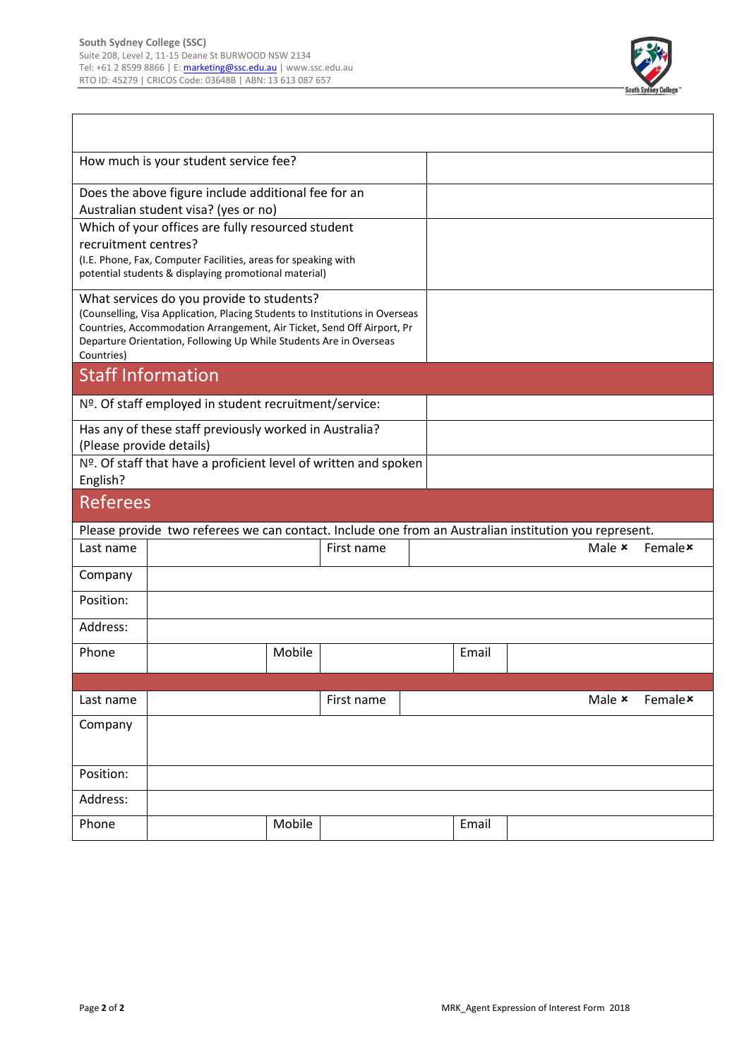| | |
|---|---|
| How much is your student service fee? | |
| Does the above figure include additional fee for an Australian student visa? (yes or no) | |
| Which of your offices are fully resourced student recruitment centres?<br>(I.E. Phone, Fax, Computer Facilities, areas for speaking with potential students & displaying promotional material) | |
| What services do you provide to students?<br>(Counselling, Visa Application, Placing Students to Institutions in Overseas Countries, Accommodation Arrangement, Air Ticket, Send Off Airport, Pr Departure Orientation, Following Up While Students Are in Overseas Countries) | |

## Staff Information

| | |
|---|---|
| Nº. Of staff employed in student recruitment/service: | |
| Has any of these staff previously worked in Australia? (Please provide details) | |
| Nº. Of staff that have a proficient level of written and spoken English? | |

## Referees

Please provide two referees we can contact. Include one from an Australian institution you represent.

| | | | | | |
|---|---|---|---|---|---|
| Last name | | First name | | Male ✖ | Female ✖ |
| Company | | | | | |
| Position: | | | | | |
| Address: | | | | | |
| Phone | | Mobile | | Email | |

| | | | | | |
|---|---|---|---|---|---|
| Last name | | First name | | Male ✖ | Female ✖ |
| Company | | | | | |
| Position: | | | | | |
| Address: | | | | | |
| Phone | | Mobile | | Email | |